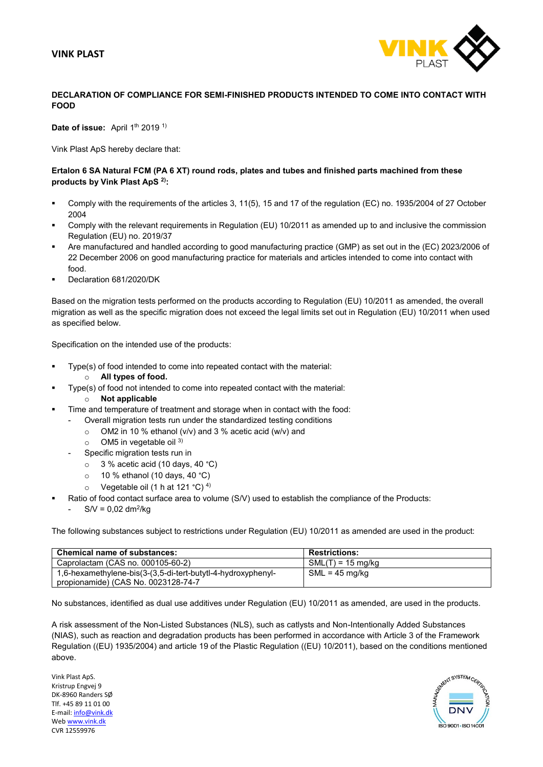**VINK PLAST**

**DECLARATION OF COMPLIANCE FOR SEMI-FINISHED PRODUCTS INTENDED TO COME INTO CONTACT WITH FOOD**

**Date of issue:** April 1th 2019 [1)]

Vink Plast ApS hereby declare that:

**Ertalon 6 SA Natural FCM (PA 6 XT) round rods, plates and tubes and finished parts machined from these products by Vink Plast ApS [2)]:**

- Comply with the requirements of the articles 3, 11(5), 15 and 17 of the regulation (EC) no. 1935/2004 of 27 October 2004
- Comply with the relevant requirements in Regulation (EU) 10/2011 as amended up to and inclusive the commission Regulation (EU) no. 2019/37
- Are manufactured and handled according to good manufacturing practice (GMP) as set out in the (EC) 2023/2006 of 22 December 2006 on good manufacturing practice for materials and articles intended to come into contact with food.
- Declaration 681/2020/DK

Based on the migration tests performed on the products according to Regulation (EU) 10/2011 as amended, the overall migration as well as the specific migration does not exceed the legal limits set out in Regulation (EU) 10/2011 when used as specified below.

Specification on the intended use of the products:

- Type(s) of food intended to come into repeated contact with the material:
  - **All types of food.**
- Type(s) of food not intended to come into repeated contact with the material:
  - **Not applicable**
- Time and temperature of treatment and storage when in contact with the food:
  - Overall migration tests run under the standardized testing conditions
    - OM2 in 10 % ethanol (v/v) and 3 % acetic acid (w/v) and
    - OM5 in vegetable oil [3)]
  - Specific migration tests run in
    - 3 % acetic acid (10 days, 40 °C)
    - 10 % ethanol (10 days, 40 °C)
    - Vegetable oil (1 h at 121 °C) [4)]
- Ratio of food contact surface area to volume (S/V) used to establish the compliance of the Products:
  - S/V = 0,02 $dm^2/kg$

The following substances subject to restrictions under Regulation (EU) 10/2011 as amended are used in the product:

| Chemical name of substances: | Restrictions: |
|---|---|
| Caprolactam (CAS no. 000105-60-2) | SML(T) = 15 mg/kg |
| 1,6-hexamethylene-bis(3-(3,5-di-tert-butytl-4-hydroxyphenyl-propionamide) (CAS No. 0023128-74-7 | SML = 45 mg/kg |

No substances, identified as dual use additives under Regulation (EU) 10/2011 as amended, are used in the products.

A risk assessment of the Non-Listed Substances (NLS), such as catlysts and Non-Intentionally Added Substances (NIAS), such as reaction and degradation products has been performed in accordance with Article 3 of the Framework Regulation ((EU) 1935/2004) and article 19 of the Plastic Regulation ((EU) 10/2011), based on the conditions mentioned above.

Vink Plast ApS.
Kristrup Engvej 9
DK-8960 Randers SØ
Tlf. +45 89 11 01 00
E-mail: info@vink.dk
Web www.vink.dk
CVR 12559976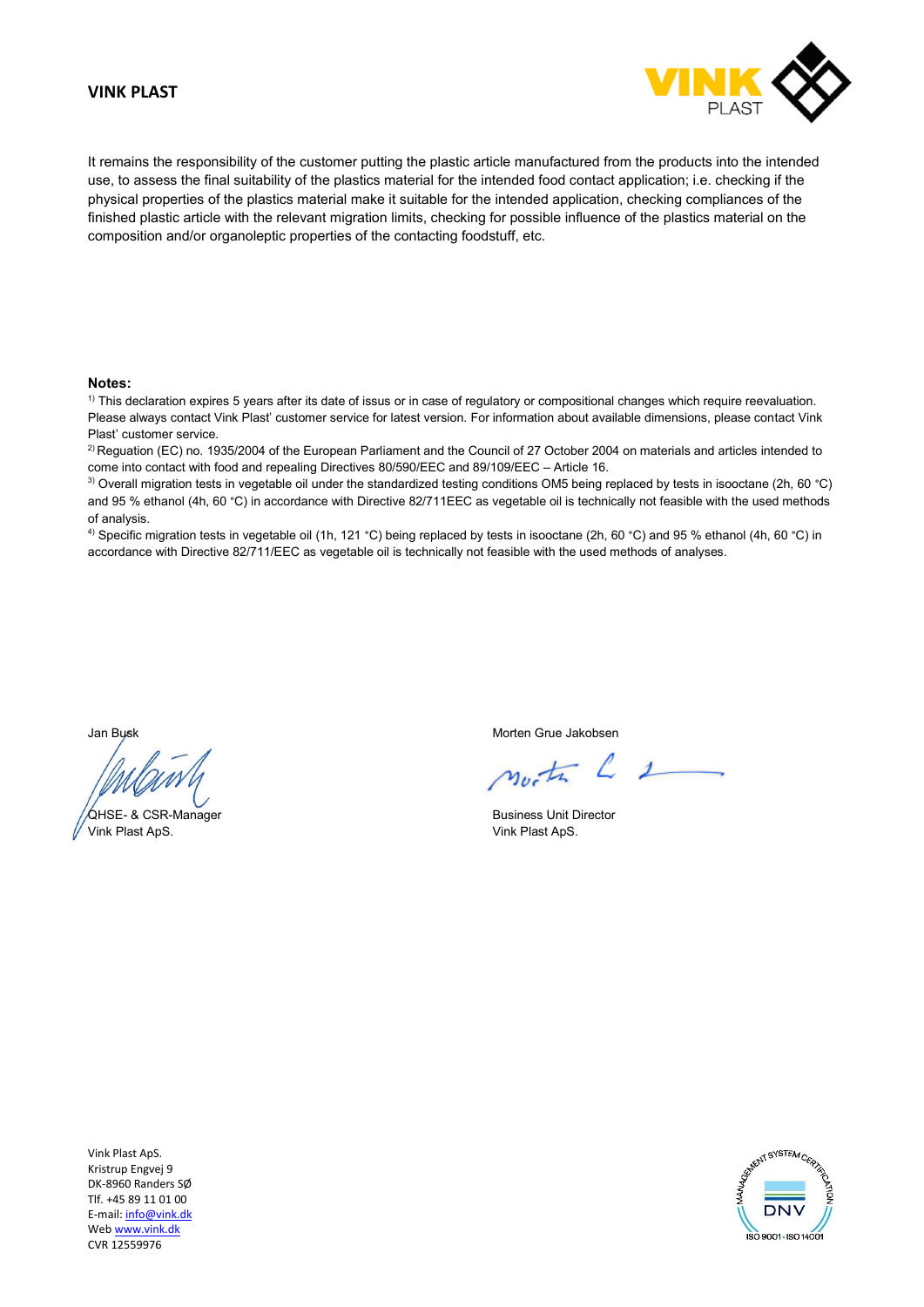It remains the responsibility of the customer putting the plastic article manufactured from the products into the intended use, to assess the final suitability of the plastics material for the intended food contact application; i.e. checking if the physical properties of the plastics material make it suitable for the intended application, checking compliances of the finished plastic article with the relevant migration limits, checking for possible influence of the plastics material on the composition and/or organoleptic properties of the contacting foodstuff, etc.

**Notes:**

[1] This declaration expires 5 years after its date of issue or in case of regulatory or compositional changes which require reevaluation. Please always contact Vink Plast' customer service for latest version. For information about available dimensions, please contact Vink Plast' customer service.

[2] Reguation (EC) no. 1935/2004 of the European Parliament and the Council of 27 October 2004 on materials and articles intended to come into contact with food and repealing Directives 80/590/EEC and 89/109/EEC – Article 16.

[3] Overall migration tests in vegetable oil under the standardized testing conditions OM5 being replaced by tests in isooctane (2h, 60 °C) and 95 % ethanol (4h, 60 °C) in accordance with Directive 82/711EEC as vegetable oil is technically not feasible with the used methods of analysis.

[4] Specific migration tests in vegetable oil (1h, 121 °C) being replaced by tests in isooctane (2h, 60 °C) and 95 % ethanol (4h, 60 °C) in accordance with Directive 82/711EEC as vegetable oil is technically not feasible with the used methods of analyses.

Jan Busk
QHSE- & CSR-Manager
Vink Plast ApS.

Morten Grue Jakobsen
Business Unit Director
Vink Plast ApS.

Vink Plast ApS.
Kristrup Engvej 9
DK-8960 Randers SØ
Tlf. +45 89 11 01 00
E-mail: info@vink.dk
Web www.vink.dk
CVR 12559976